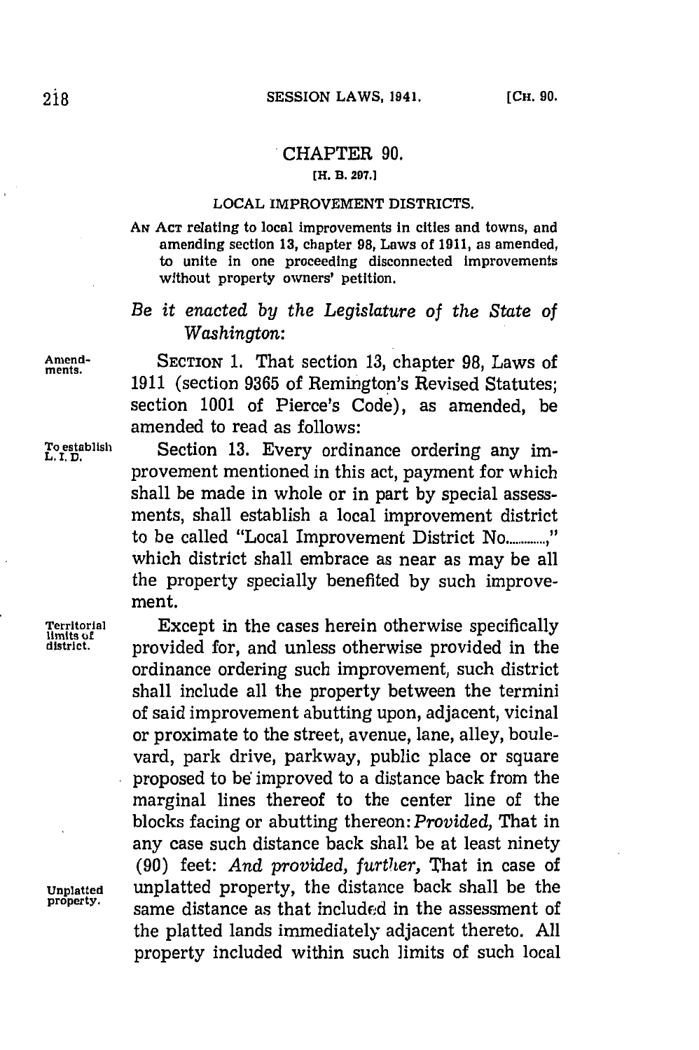# CHAPTER 90.

[H. B. 297.]

## LOCAL IMPROVEMENT DISTRICTS.

AN ACT relating to local improvements in cities and towns, and amending section 13, chapter 98, Laws of 1911, as amended, to unite in one proceeding disconnected improvements without property owners' petition.

*Be it enacted by the Legislature of the State of Washington:*

Amendments.

SECTION 1. That section 13, chapter 98, Laws of 1911 (section 9365 of Remington's Revised Statutes; section 1001 of Pierce's Code), as amended, be amended to read as follows:

To establish L. I. D.

Section 13. Every ordinance ordering any improvement mentioned in this act, payment for which shall be made in whole or in part by special assessments, shall establish a local improvement district to be called "Local Improvement District No............," which district shall embrace as near as may be all the property specially benefited by such improvement.

Territorial limits of district.

Except in the cases herein otherwise specifically provided for, and unless otherwise provided in the ordinance ordering such improvement, such district shall include all the property between the termini of said improvement abutting upon, adjacent, vicinal or proximate to the street, avenue, lane, alley, boulevard, park drive, parkway, public place or square proposed to be improved to a distance back from the marginal lines thereof to the center line of the blocks facing or abutting thereon: *Provided,* That in any case such distance back shall be at least ninety (90) feet: *And provided, further,* That in case of

Unplatted property.

unplatted property, the distance back shall be the same distance as that included in the assessment of the platted lands immediately adjacent thereto. All property included within such limits of such local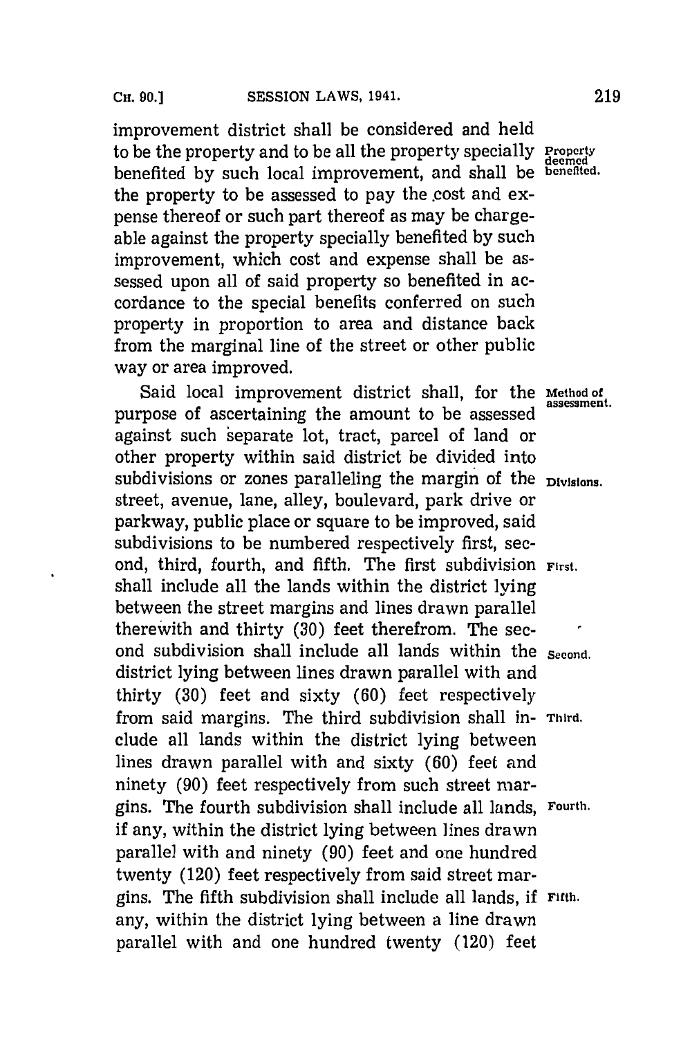improvement district shall be considered and held to be the property and to be all the property specially benefited by such local improvement, and shall be the property to be assessed to pay the cost and expense thereof or such part thereof as may be chargeable against the property specially benefited by such improvement, which cost and expense shall be assessed upon all of said property so benefited in accordance to the special benefits conferred on such property in proportion to area and distance back from the marginal line of the street or other public way or area improved.

**Property deemed benefited.**

**Method of assessment.**

Said local improvement district shall, for the purpose of ascertaining the amount to be assessed against such separate lot, tract, parcel of land or other property within said district be divided into subdivisions or zones paralleling the margin of the street, avenue, lane, alley, boulevard, park drive or parkway, public place or square to be improved, said subdivisions to be numbered respectively first, second, third, fourth, and fifth. The first subdivision shall include all the lands within the district lying between the street margins and lines drawn parallel therewith and thirty (30) feet therefrom. The second subdivision shall include all lands within the district lying between lines drawn parallel with and thirty (30) feet and sixty (60) feet respectively from said margins. The third subdivision shall include all lands within the district lying between lines drawn parallel with and sixty (60) feet and ninety (90) feet respectively from such street margins. The fourth subdivision shall include all lands, if any, within the district lying between lines drawn parallel with and ninety (90) feet and one hundred twenty (120) feet respectively from said street margins. The fifth subdivision shall include all lands, if any, within the district lying between a line drawn parallel with and one hundred twenty (120) feet

**Divisions.**

**First.**

**Second.**

**Third.**

**Fourth.**

**Fifth.**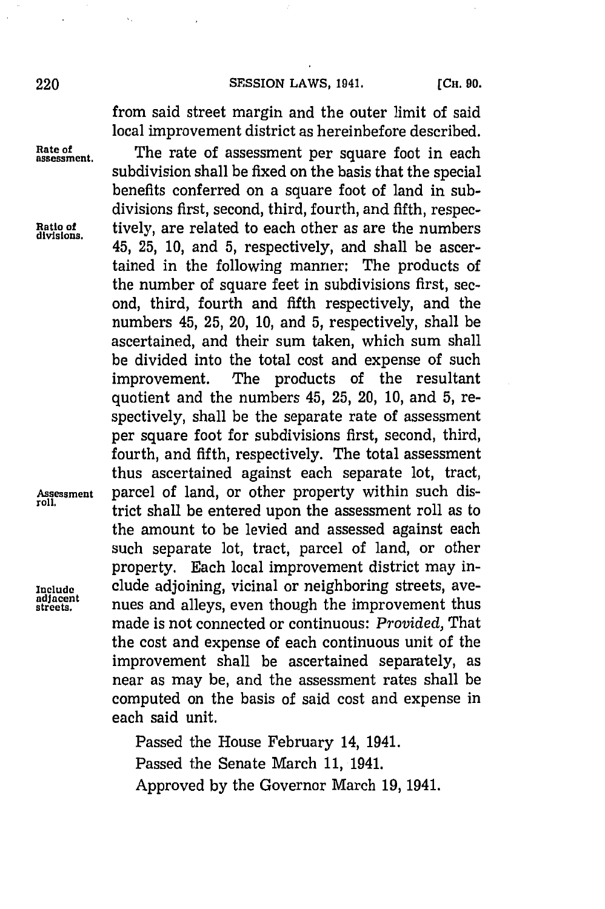from said street margin and the outer limit of said local improvement district as hereinbefore described.

Rate of assessment. The rate of assessment per square foot in each subdivision shall be fixed on the basis that the special benefits conferred on a square foot of land in subdivisions first, second, third, fourth, and fifth, respectively, are related to each other as are the numbers 45, 25, 10, and 5, respectively, and shall be ascertained in the following manner: The products of the number of square feet in subdivisions first, second, third, fourth and fifth respectively, and the numbers 45, 25, 20, 10, and 5, respectively, shall be ascertained, and their sum taken, which sum shall be divided into the total cost and expense of such improvement. The products of the resultant quotient and the numbers 45, 25, 20, 10, and 5, respectively, shall be the separate rate of assessment per square foot for subdivisions first, second, third, fourth, and fifth, respectively. The total assessment thus ascertained against each separate lot, tract, parcel of land, or other property within such district shall be entered upon the assessment roll as to the amount to be levied and assessed against each such separate lot, tract, parcel of land, or other property. Each local improvement district may include adjoining, vicinal or neighboring streets, avenues and alleys, even though the improvement thus made is not connected or continuous: *Provided*, That the cost and expense of each continuous unit of the improvement shall be ascertained separately, as near as may be, and the assessment rates shall be computed on the basis of said cost and expense in each said unit.

Ratio of divisions.

Assessment roll.

Include adjacent streets.

Passed the House February 14, 1941.

Passed the Senate March 11, 1941.

Approved by the Governor March 19, 1941.